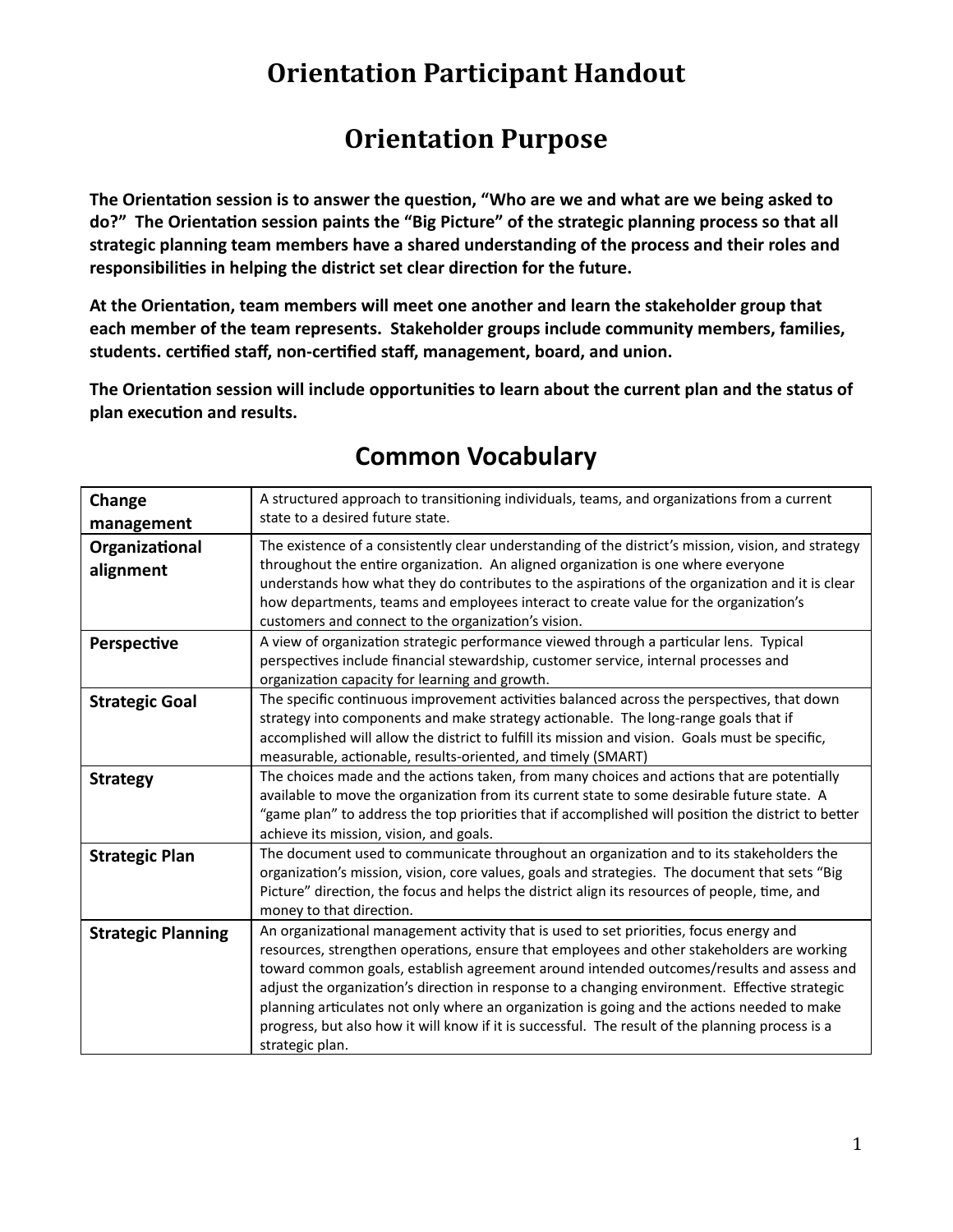# Orientation Participant Handout

# Orientation Purpose

**The Orientation session is to answer the question, "Who are we and what are we being asked to do?" The Orientation session paints the "Big Picture" of the strategic planning process so that all strategic planning team members have a shared understanding of the process and their roles and responsibilities in helping the district set clear direction for the future.**

**At the Orientation, team members will meet one another and learn the stakeholder group that each member of the team represents. Stakeholder groups include community members, families, students. certified staff, non-certified staff, management, board, and union.**

**The Orientation session will include opportunities to learn about the current plan and the status of plan execution and results.**

## Common Vocabulary

| | |
|---|---|
| **Change management** | A structured approach to transitioning individuals, teams, and organizations from a current state to a desired future state. |
| **Organizational alignment** | The existence of a consistently clear understanding of the district's mission, vision, and strategy throughout the entire organization. An aligned organization is one where everyone understands how what they do contributes to the aspirations of the organization and it is clear how departments, teams and employees interact to create value for the organization's customers and connect to the organization's vision. |
| **Perspective** | A view of organization strategic performance viewed through a particular lens. Typical perspectives include financial stewardship, customer service, internal processes and organization capacity for learning and growth. |
| **Strategic Goal** | The specific continuous improvement activities balanced across the perspectives, that down strategy into components and make strategy actionable. The long-range goals that if accomplished will allow the district to fulfill its mission and vision. Goals must be specific, measurable, actionable, results-oriented, and timely (SMART) |
| **Strategy** | The choices made and the actions taken, from many choices and actions that are potentially available to move the organization from its current state to some desirable future state. A "game plan" to address the top priorities that if accomplished will position the district to better achieve its mission, vision, and goals. |
| **Strategic Plan** | The document used to communicate throughout an organization and to its stakeholders the organization's mission, vision, core values, goals and strategies. The document that sets "Big Picture" direction, the focus and helps the district align its resources of people, time, and money to that direction. |
| **Strategic Planning** | An organizational management activity that is used to set priorities, focus energy and resources, strengthen operations, ensure that employees and other stakeholders are working toward common goals, establish agreement around intended outcomes/results and assess and adjust the organization's direction in response to a changing environment. Effective strategic planning articulates not only where an organization is going and the actions needed to make progress, but also how it will know if it is successful. The result of the planning process is a strategic plan. |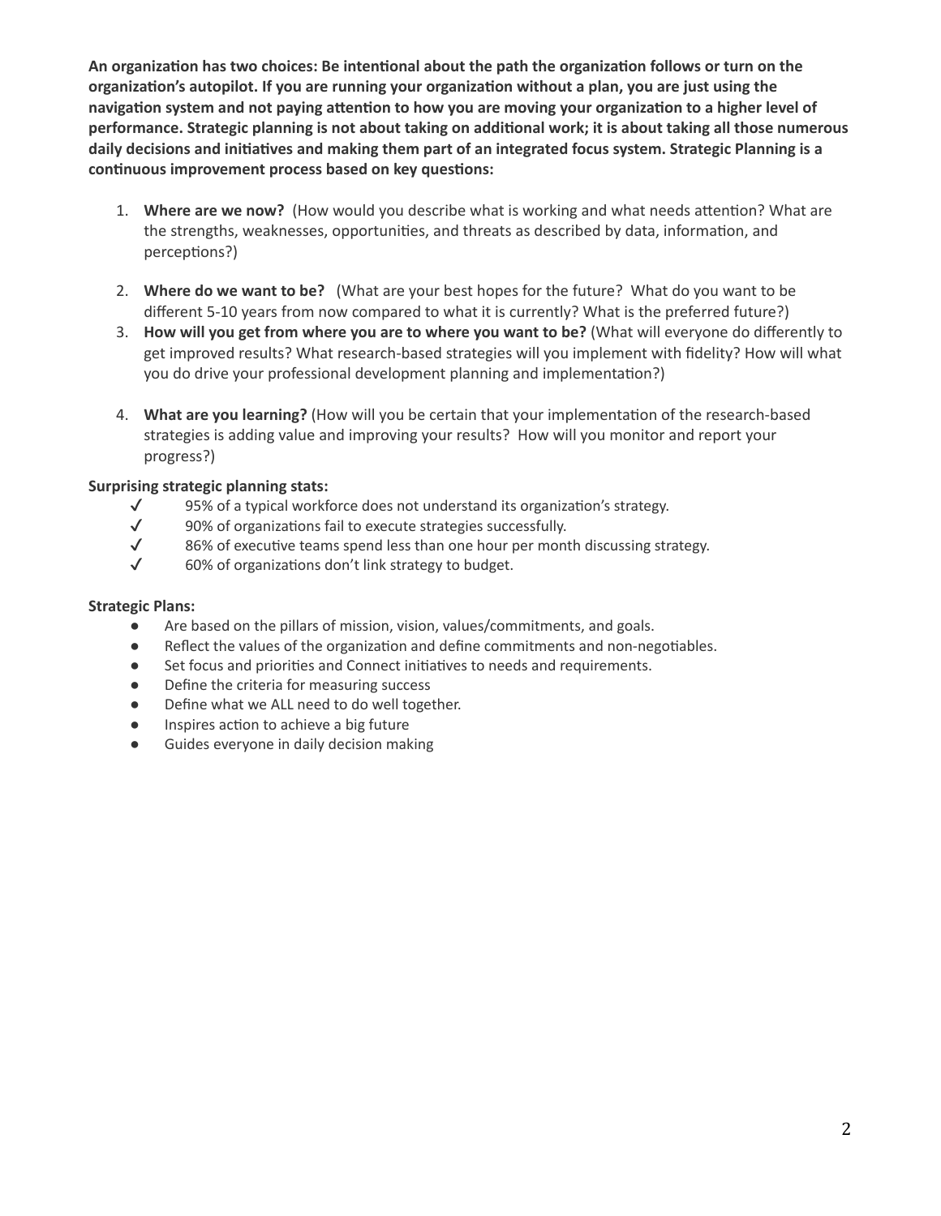**An organization has two choices: Be intentional about the path the organization follows or turn on the organization's autopilot. If you are running your organization without a plan, you are just using the navigation system and not paying attention to how you are moving your organization to a higher level of performance. Strategic planning is not about taking on additional work; it is about taking all those numerous daily decisions and initiatives and making them part of an integrated focus system. Strategic Planning is a continuous improvement process based on key questions:**

1. **Where are we now?** (How would you describe what is working and what needs attention? What are the strengths, weaknesses, opportunities, and threats as described by data, information, and perceptions?)

2. **Where do we want to be?** (What are your best hopes for the future? What do you want to be different 5-10 years from now compared to what it is currently? What is the preferred future?)
3. **How will you get from where you are to where you want to be?** (What will everyone do differently to get improved results? What research-based strategies will you implement with fidelity? How will what you do drive your professional development planning and implementation?)

4. **What are you learning?** (How will you be certain that your implementation of the research-based strategies is adding value and improving your results? How will you monitor and report your progress?)

**Surprising strategic planning stats:**

- ✓ 95% of a typical workforce does not understand its organization's strategy.
- ✓ 90% of organizations fail to execute strategies successfully.
- ✓ 86% of executive teams spend less than one hour per month discussing strategy.
- ✓ 60% of organizations don't link strategy to budget.

**Strategic Plans:**

- Are based on the pillars of mission, vision, values/commitments, and goals.
- Reflect the values of the organization and define commitments and non-negotiables.
- Set focus and priorities and Connect initiatives to needs and requirements.
- Define the criteria for measuring success
- Define what we ALL need to do well together.
- Inspires action to achieve a big future
- Guides everyone in daily decision making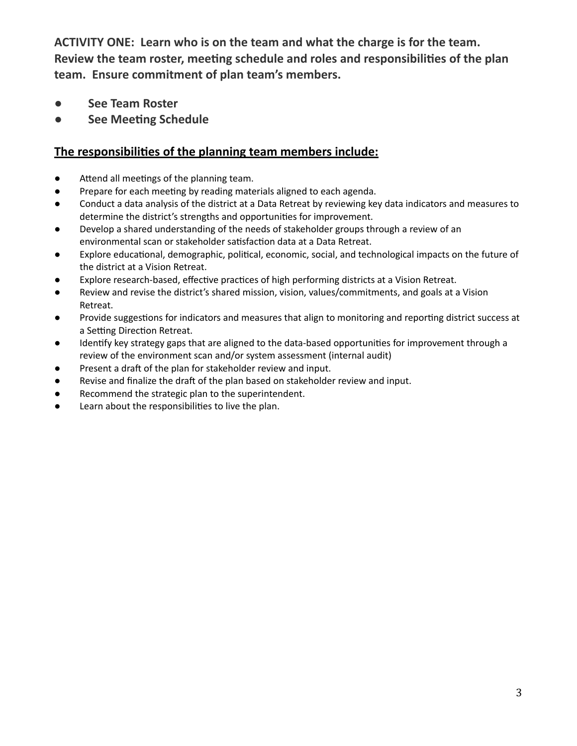**ACTIVITY ONE: Learn who is on the team and what the charge is for the team. Review the team roster, meeting schedule and roles and responsibilities of the plan team. Ensure commitment of plan team's members.**

- **See Team Roster**
- **See Meeting Schedule**

## <u>The responsibilities of the planning team members include:</u>

- Attend all meetings of the planning team.
- Prepare for each meeting by reading materials aligned to each agenda.
- Conduct a data analysis of the district at a Data Retreat by reviewing key data indicators and measures to determine the district's strengths and opportunities for improvement.
- Develop a shared understanding of the needs of stakeholder groups through a review of an environmental scan or stakeholder satisfaction data at a Data Retreat.
- Explore educational, demographic, political, economic, social, and technological impacts on the future of the district at a Vision Retreat.
- Explore research-based, effective practices of high performing districts at a Vision Retreat.
- Review and revise the district's shared mission, vision, values/commitments, and goals at a Vision Retreat.
- Provide suggestions for indicators and measures that align to monitoring and reporting district success at a Setting Direction Retreat.
- Identify key strategy gaps that are aligned to the data-based opportunities for improvement through a review of the environment scan and/or system assessment (internal audit)
- Present a draft of the plan for stakeholder review and input.
- Revise and finalize the draft of the plan based on stakeholder review and input.
- Recommend the strategic plan to the superintendent.
- Learn about the responsibilities to live the plan.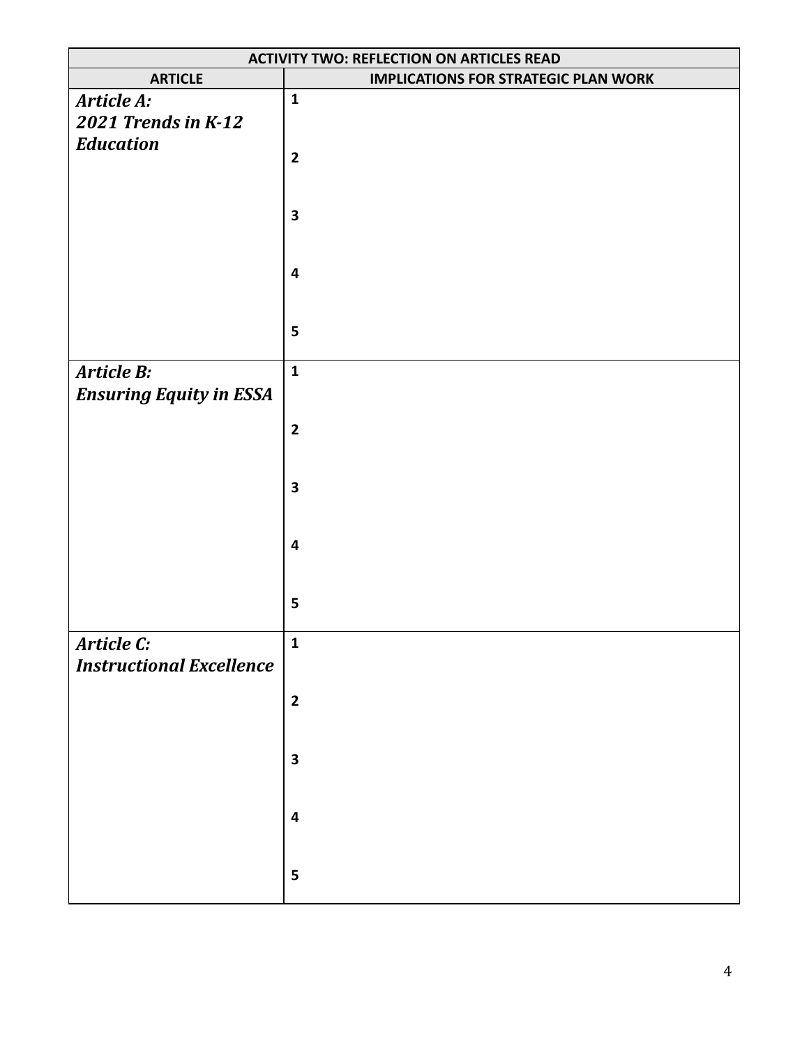| ACTIVITY TWO: REFLECTION ON ARTICLES READ | |
|---|---|
| **ARTICLE** | **IMPLICATIONS FOR STRATEGIC PLAN WORK** |
| ***Article A: 2021 Trends in K-12 Education*** | **1**<br><br>**2**<br><br>**3**<br><br>**4**<br><br>**5** |
| ***Article B: Ensuring Equity in ESSA*** | **1**<br><br>**2**<br><br>**3**<br><br>**4**<br><br>**5** |
| ***Article C: Instructional Excellence*** | **1**<br><br>**2**<br><br>**3**<br><br>**4**<br><br>**5** |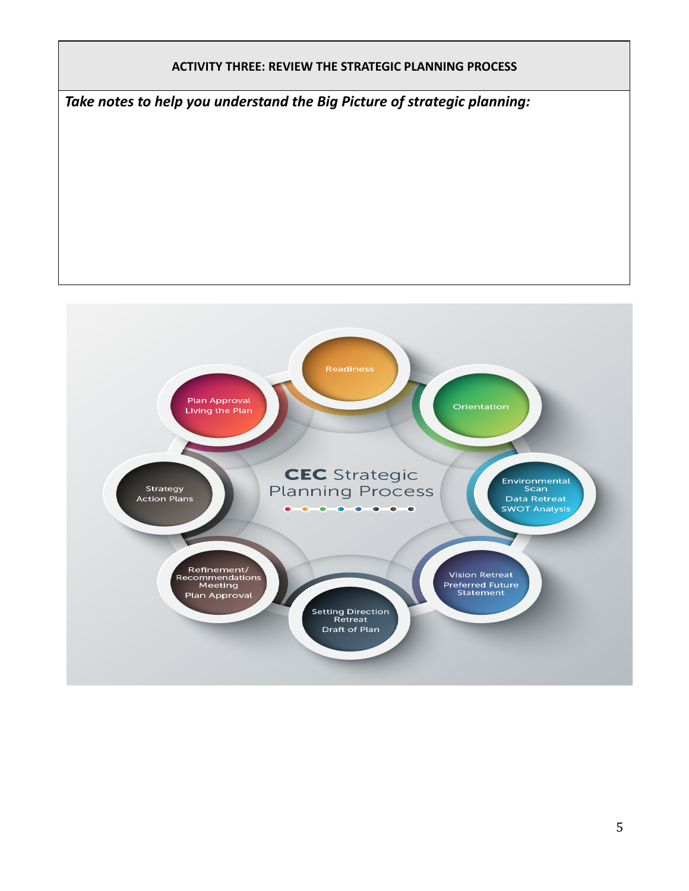## ACTIVITY THREE: REVIEW THE STRATEGIC PLANNING PROCESS

***Take notes to help you understand the Big Picture of strategic planning:***

**CEC Strategic Planning Process**

- Readiness
- Orientation
- Environmental Scan
  Data Retreat
  SWOT Analysis
- Vision Retreat
  Preferred Future Statement
- Setting Direction Retreat
  Draft of Plan
- Refinement/ Recommendations Meeting
  Plan Approval
- Strategy
  Action Plans
- Plan Approval
  Living the Plan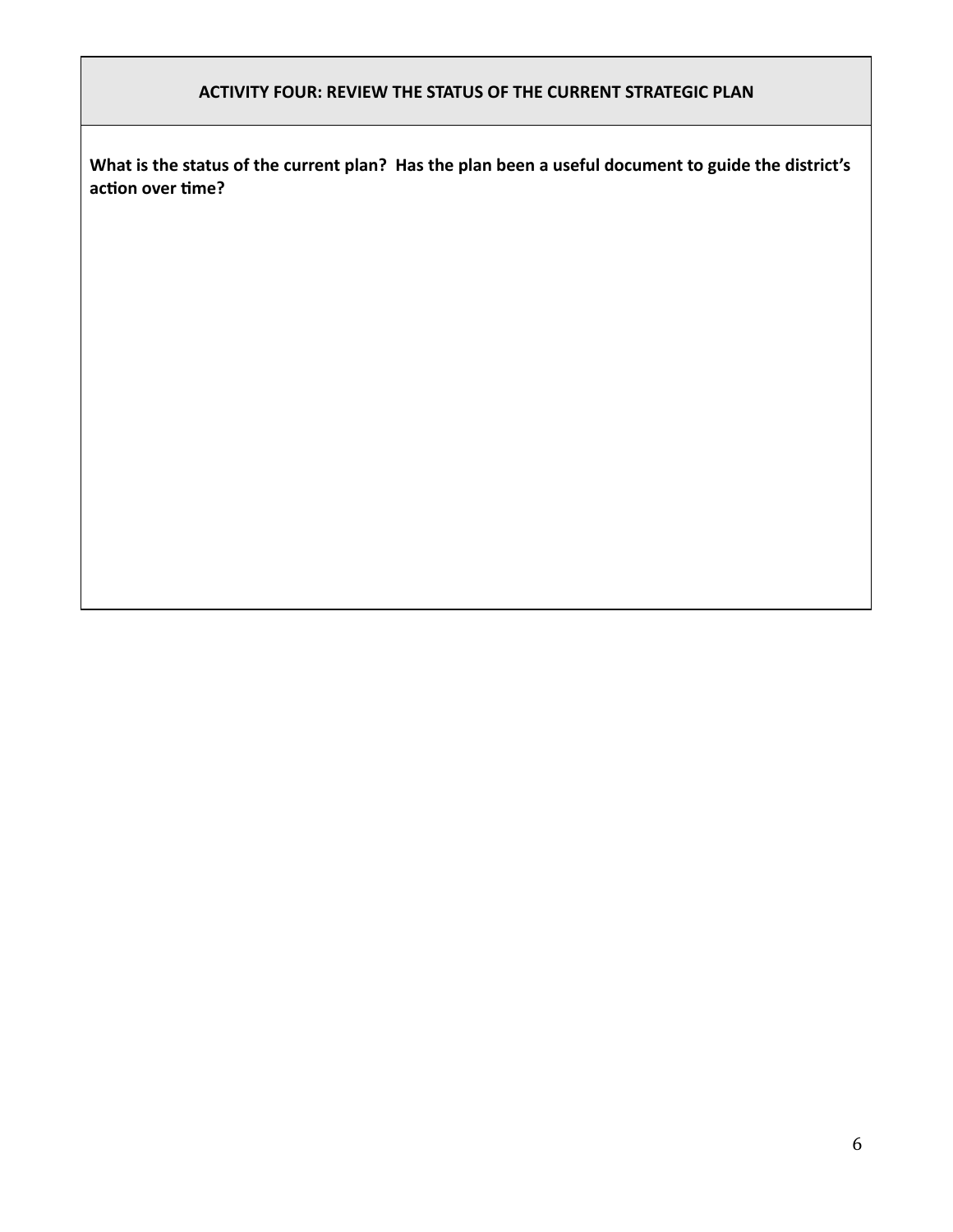## ACTIVITY FOUR: REVIEW THE STATUS OF THE CURRENT STRATEGIC PLAN

**What is the status of the current plan? Has the plan been a useful document to guide the district's action over time?**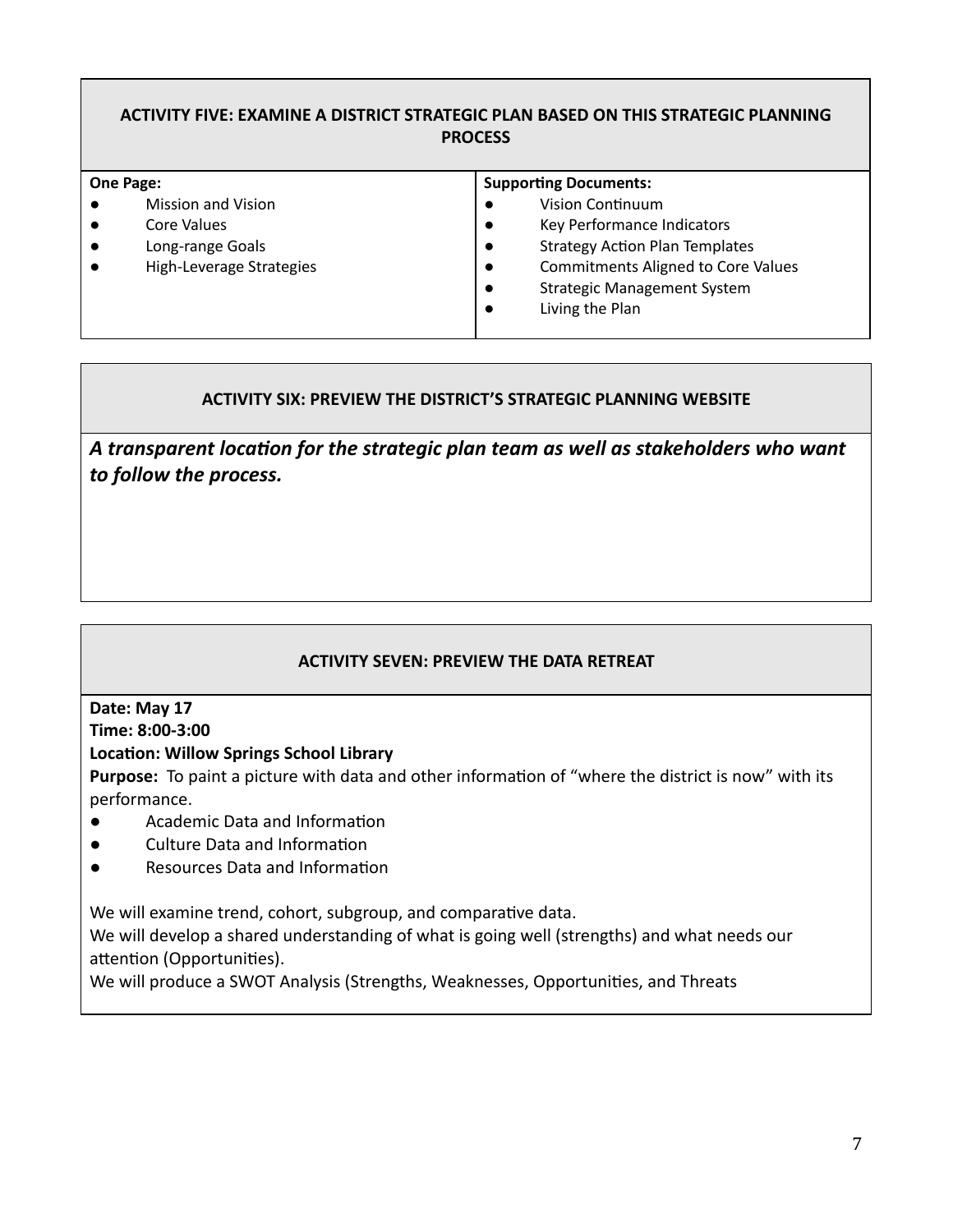## ACTIVITY FIVE: EXAMINE A DISTRICT STRATEGIC PLAN BASED ON THIS STRATEGIC PLANNING PROCESS

| One Page: | Supporting Documents: |
|---|---|
| ● Mission and Vision<br>● Core Values<br>● Long-range Goals<br>● High-Leverage Strategies | ● Vision Continuum<br>● Key Performance Indicators<br>● Strategy Action Plan Templates<br>● Commitments Aligned to Core Values<br>● Strategic Management System<br>● Living the Plan |

## ACTIVITY SIX: PREVIEW THE DISTRICT'S STRATEGIC PLANNING WEBSITE

***A transparent location for the strategic plan team as well as stakeholders who want to follow the process.***

## ACTIVITY SEVEN: PREVIEW THE DATA RETREAT

**Date: May 17**
**Time: 8:00-3:00**
**Location: Willow Springs School Library**
**Purpose:** To paint a picture with data and other information of "where the district is now" with its performance.

- Academic Data and Information
- Culture Data and Information
- Resources Data and Information

We will examine trend, cohort, subgroup, and comparative data.
We will develop a shared understanding of what is going well (strengths) and what needs our attention (Opportunities).
We will produce a SWOT Analysis (Strengths, Weaknesses, Opportunities, and Threats